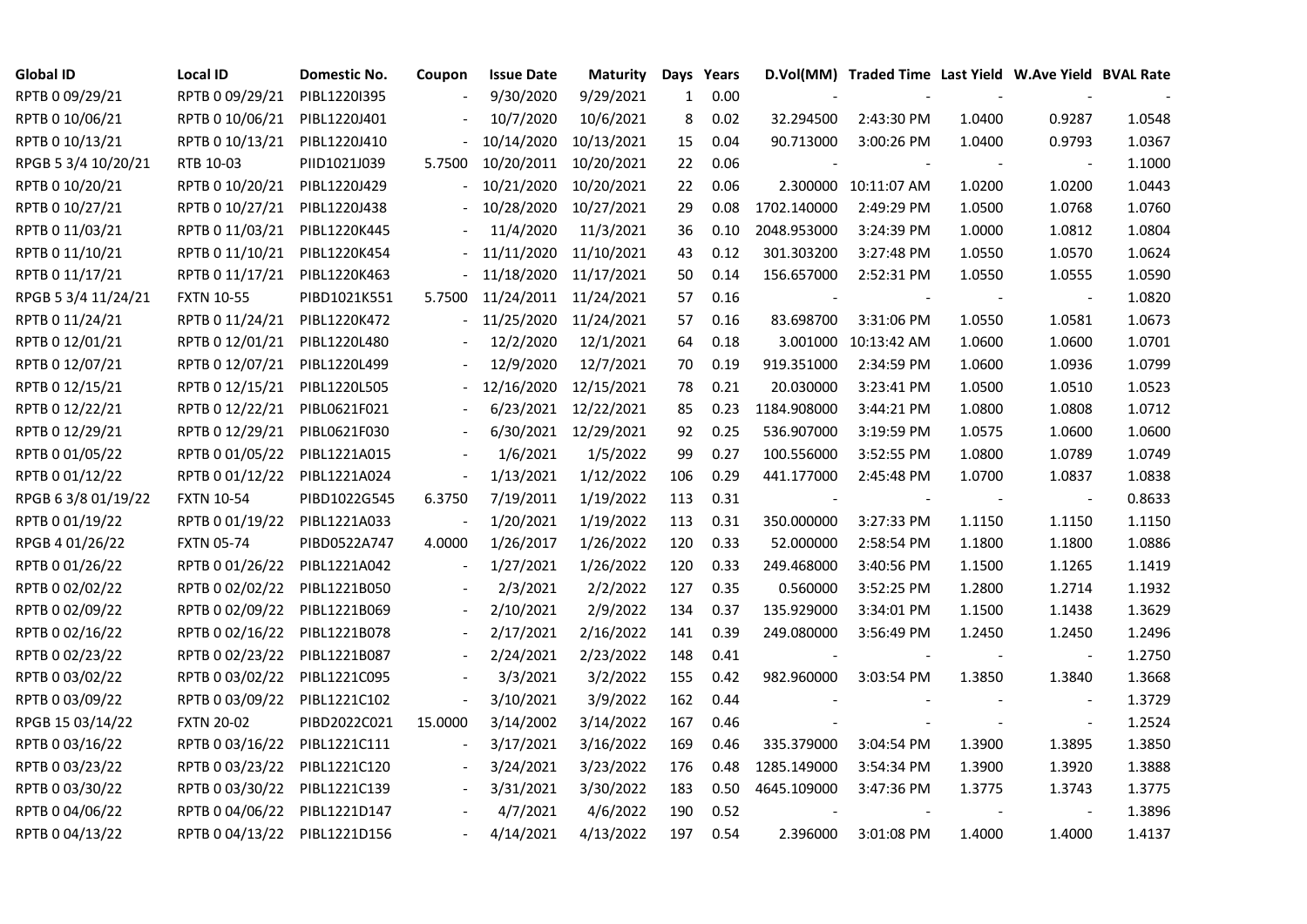| Global ID | Local ID | Domestic No. | Coupon | Issue Date | Maturity | Days | Years | D.Vol(MM) | Traded Time | Last Yield | W.Ave Yield | BVAL Rate |
|---|---|---|---|---|---|---|---|---|---|---|---|---|
| RPTB 0 09/29/21 | RPTB 0 09/29/21 | PIBL1220I395 | - | 9/30/2020 | 9/29/2021 | 1 | 0.00 | - | - | - | - | - |
| RPTB 0 10/06/21 | RPTB 0 10/06/21 | PIBL1220J401 | - | 10/7/2020 | 10/6/2021 | 8 | 0.02 | 32.294500 | 2:43:30 PM | 1.0400 | 0.9287 | 1.0548 |
| RPTB 0 10/13/21 | RPTB 0 10/13/21 | PIBL1220J410 | - | 10/14/2020 | 10/13/2021 | 15 | 0.04 | 90.713000 | 3:00:26 PM | 1.0400 | 0.9793 | 1.0367 |
| RPGB 5 3/4 10/20/21 | RTB 10-03 | PIID1021J039 | 5.7500 | 10/20/2011 | 10/20/2021 | 22 | 0.06 | - | - | - | - | 1.1000 |
| RPTB 0 10/20/21 | RPTB 0 10/20/21 | PIBL1220J429 | - | 10/21/2020 | 10/20/2021 | 22 | 0.06 | 2.300000 | 10:11:07 AM | 1.0200 | 1.0200 | 1.0443 |
| RPTB 0 10/27/21 | RPTB 0 10/27/21 | PIBL1220J438 | - | 10/28/2020 | 10/27/2021 | 29 | 0.08 | 1702.140000 | 2:49:29 PM | 1.0500 | 1.0768 | 1.0760 |
| RPTB 0 11/03/21 | RPTB 0 11/03/21 | PIBL1220K445 | - | 11/4/2020 | 11/3/2021 | 36 | 0.10 | 2048.953000 | 3:24:39 PM | 1.0000 | 1.0812 | 1.0804 |
| RPTB 0 11/10/21 | RPTB 0 11/10/21 | PIBL1220K454 | - | 11/11/2020 | 11/10/2021 | 43 | 0.12 | 301.303200 | 3:27:48 PM | 1.0550 | 1.0570 | 1.0624 |
| RPTB 0 11/17/21 | RPTB 0 11/17/21 | PIBL1220K463 | - | 11/18/2020 | 11/17/2021 | 50 | 0.14 | 156.657000 | 2:52:31 PM | 1.0550 | 1.0555 | 1.0590 |
| RPGB 5 3/4 11/24/21 | FXTN 10-55 | PIBD1021K551 | 5.7500 | 11/24/2011 | 11/24/2021 | 57 | 0.16 | - | - | - | - | 1.0820 |
| RPTB 0 11/24/21 | RPTB 0 11/24/21 | PIBL1220K472 | - | 11/25/2020 | 11/24/2021 | 57 | 0.16 | 83.698700 | 3:31:06 PM | 1.0550 | 1.0581 | 1.0673 |
| RPTB 0 12/01/21 | RPTB 0 12/01/21 | PIBL1220L480 | - | 12/2/2020 | 12/1/2021 | 64 | 0.18 | 3.001000 | 10:13:42 AM | 1.0600 | 1.0600 | 1.0701 |
| RPTB 0 12/07/21 | RPTB 0 12/07/21 | PIBL1220L499 | - | 12/9/2020 | 12/7/2021 | 70 | 0.19 | 919.351000 | 2:34:59 PM | 1.0600 | 1.0936 | 1.0799 |
| RPTB 0 12/15/21 | RPTB 0 12/15/21 | PIBL1220L505 | - | 12/16/2020 | 12/15/2021 | 78 | 0.21 | 20.030000 | 3:23:41 PM | 1.0500 | 1.0510 | 1.0523 |
| RPTB 0 12/22/21 | RPTB 0 12/22/21 | PIBL0621F021 | - | 6/23/2021 | 12/22/2021 | 85 | 0.23 | 1184.908000 | 3:44:21 PM | 1.0800 | 1.0808 | 1.0712 |
| RPTB 0 12/29/21 | RPTB 0 12/29/21 | PIBL0621F030 | - | 6/30/2021 | 12/29/2021 | 92 | 0.25 | 536.907000 | 3:19:59 PM | 1.0575 | 1.0600 | 1.0600 |
| RPTB 0 01/05/22 | RPTB 0 01/05/22 | PIBL1221A015 | - | 1/6/2021 | 1/5/2022 | 99 | 0.27 | 100.556000 | 3:52:55 PM | 1.0800 | 1.0789 | 1.0749 |
| RPTB 0 01/12/22 | RPTB 0 01/12/22 | PIBL1221A024 | - | 1/13/2021 | 1/12/2022 | 106 | 0.29 | 441.177000 | 2:45:48 PM | 1.0700 | 1.0837 | 1.0838 |
| RPGB 6 3/8 01/19/22 | FXTN 10-54 | PIBD1022G545 | 6.3750 | 7/19/2011 | 1/19/2022 | 113 | 0.31 | - | - | - | - | 0.8633 |
| RPTB 0 01/19/22 | RPTB 0 01/19/22 | PIBL1221A033 | - | 1/20/2021 | 1/19/2022 | 113 | 0.31 | 350.000000 | 3:27:33 PM | 1.1150 | 1.1150 | 1.1150 |
| RPGB 4 01/26/22 | FXTN 05-74 | PIBD0522A747 | 4.0000 | 1/26/2017 | 1/26/2022 | 120 | 0.33 | 52.000000 | 2:58:54 PM | 1.1800 | 1.1800 | 1.0886 |
| RPTB 0 01/26/22 | RPTB 0 01/26/22 | PIBL1221A042 | - | 1/27/2021 | 1/26/2022 | 120 | 0.33 | 249.468000 | 3:40:56 PM | 1.1500 | 1.1265 | 1.1419 |
| RPTB 0 02/02/22 | RPTB 0 02/02/22 | PIBL1221B050 | - | 2/3/2021 | 2/2/2022 | 127 | 0.35 | 0.560000 | 3:52:25 PM | 1.2800 | 1.2714 | 1.1932 |
| RPTB 0 02/09/22 | RPTB 0 02/09/22 | PIBL1221B069 | - | 2/10/2021 | 2/9/2022 | 134 | 0.37 | 135.929000 | 3:34:01 PM | 1.1500 | 1.1438 | 1.3629 |
| RPTB 0 02/16/22 | RPTB 0 02/16/22 | PIBL1221B078 | - | 2/17/2021 | 2/16/2022 | 141 | 0.39 | 249.080000 | 3:56:49 PM | 1.2450 | 1.2450 | 1.2496 |
| RPTB 0 02/23/22 | RPTB 0 02/23/22 | PIBL1221B087 | - | 2/24/2021 | 2/23/2022 | 148 | 0.41 | - | - | - | - | 1.2750 |
| RPTB 0 03/02/22 | RPTB 0 03/02/22 | PIBL1221C095 | - | 3/3/2021 | 3/2/2022 | 155 | 0.42 | 982.960000 | 3:03:54 PM | 1.3850 | 1.3840 | 1.3668 |
| RPTB 0 03/09/22 | RPTB 0 03/09/22 | PIBL1221C102 | - | 3/10/2021 | 3/9/2022 | 162 | 0.44 | - | - | - | - | 1.3729 |
| RPGB 15 03/14/22 | FXTN 20-02 | PIBD2022C021 | 15.0000 | 3/14/2002 | 3/14/2022 | 167 | 0.46 | - | - | - | - | 1.2524 |
| RPTB 0 03/16/22 | RPTB 0 03/16/22 | PIBL1221C111 | - | 3/17/2021 | 3/16/2022 | 169 | 0.46 | 335.379000 | 3:04:54 PM | 1.3900 | 1.3895 | 1.3850 |
| RPTB 0 03/23/22 | RPTB 0 03/23/22 | PIBL1221C120 | - | 3/24/2021 | 3/23/2022 | 176 | 0.48 | 1285.149000 | 3:54:34 PM | 1.3900 | 1.3920 | 1.3888 |
| RPTB 0 03/30/22 | RPTB 0 03/30/22 | PIBL1221C139 | - | 3/31/2021 | 3/30/2022 | 183 | 0.50 | 4645.109000 | 3:47:36 PM | 1.3775 | 1.3743 | 1.3775 |
| RPTB 0 04/06/22 | RPTB 0 04/06/22 | PIBL1221D147 | - | 4/7/2021 | 4/6/2022 | 190 | 0.52 | - | - | - | - | 1.3896 |
| RPTB 0 04/13/22 | RPTB 0 04/13/22 | PIBL1221D156 | - | 4/14/2021 | 4/13/2022 | 197 | 0.54 | 2.396000 | 3:01:08 PM | 1.4000 | 1.4000 | 1.4137 |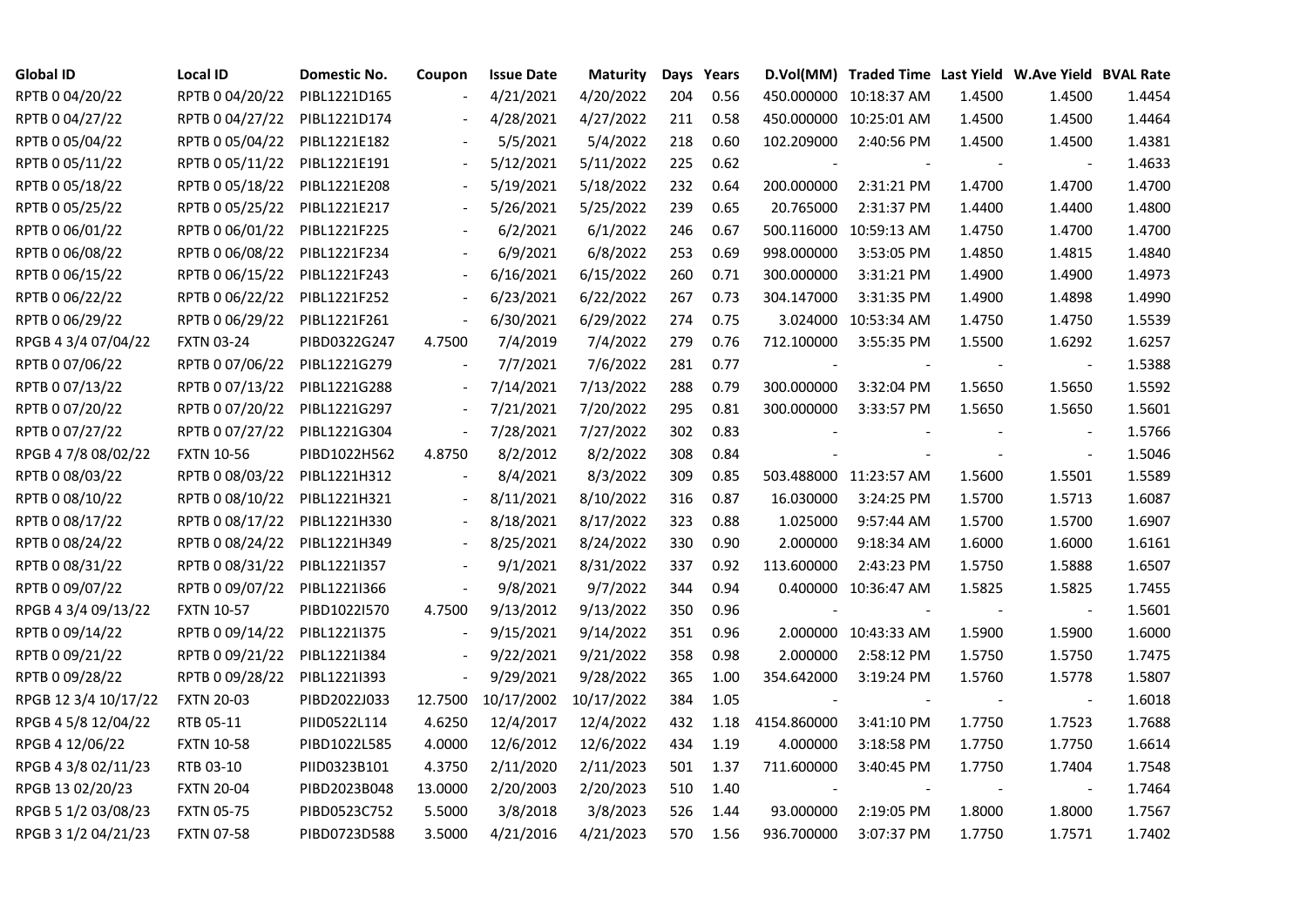| Global ID | Local ID | Domestic No. | Coupon | Issue Date | Maturity | Days | Years | D.Vol(MM) | Traded Time | Last Yield | W.Ave Yield | BVAL Rate |
|---|---|---|---|---|---|---|---|---|---|---|---|---|
| RPTB 0 04/20/22 | RPTB 0 04/20/22 | PIBL1221D165 | - | 4/21/2021 | 4/20/2022 | 204 | 0.56 | 450.000000 | 10:18:37 AM | 1.4500 | 1.4500 | 1.4454 |
| RPTB 0 04/27/22 | RPTB 0 04/27/22 | PIBL1221D174 | - | 4/28/2021 | 4/27/2022 | 211 | 0.58 | 450.000000 | 10:25:01 AM | 1.4500 | 1.4500 | 1.4464 |
| RPTB 0 05/04/22 | RPTB 0 05/04/22 | PIBL1221E182 | - | 5/5/2021 | 5/4/2022 | 218 | 0.60 | 102.209000 | 2:40:56 PM | 1.4500 | 1.4500 | 1.4381 |
| RPTB 0 05/11/22 | RPTB 0 05/11/22 | PIBL1221E191 | - | 5/12/2021 | 5/11/2022 | 225 | 0.62 | - | - | - | - | 1.4633 |
| RPTB 0 05/18/22 | RPTB 0 05/18/22 | PIBL1221E208 | - | 5/19/2021 | 5/18/2022 | 232 | 0.64 | 200.000000 | 2:31:21 PM | 1.4700 | 1.4700 | 1.4700 |
| RPTB 0 05/25/22 | RPTB 0 05/25/22 | PIBL1221E217 | - | 5/26/2021 | 5/25/2022 | 239 | 0.65 | 20.765000 | 2:31:37 PM | 1.4400 | 1.4400 | 1.4800 |
| RPTB 0 06/01/22 | RPTB 0 06/01/22 | PIBL1221F225 | - | 6/2/2021 | 6/1/2022 | 246 | 0.67 | 500.116000 | 10:59:13 AM | 1.4750 | 1.4700 | 1.4700 |
| RPTB 0 06/08/22 | RPTB 0 06/08/22 | PIBL1221F234 | - | 6/9/2021 | 6/8/2022 | 253 | 0.69 | 998.000000 | 3:53:05 PM | 1.4850 | 1.4815 | 1.4840 |
| RPTB 0 06/15/22 | RPTB 0 06/15/22 | PIBL1221F243 | - | 6/16/2021 | 6/15/2022 | 260 | 0.71 | 300.000000 | 3:31:21 PM | 1.4900 | 1.4900 | 1.4973 |
| RPTB 0 06/22/22 | RPTB 0 06/22/22 | PIBL1221F252 | - | 6/23/2021 | 6/22/2022 | 267 | 0.73 | 304.147000 | 3:31:35 PM | 1.4900 | 1.4898 | 1.4990 |
| RPTB 0 06/29/22 | RPTB 0 06/29/22 | PIBL1221F261 | - | 6/30/2021 | 6/29/2022 | 274 | 0.75 | 3.024000 | 10:53:34 AM | 1.4750 | 1.4750 | 1.5539 |
| RPGB 4 3/4 07/04/22 | FXTN 03-24 | PIBD0322G247 | 4.7500 | 7/4/2019 | 7/4/2022 | 279 | 0.76 | 712.100000 | 3:55:35 PM | 1.5500 | 1.6292 | 1.6257 |
| RPTB 0 07/06/22 | RPTB 0 07/06/22 | PIBL1221G279 | - | 7/7/2021 | 7/6/2022 | 281 | 0.77 | - | - | - | - | 1.5388 |
| RPTB 0 07/13/22 | RPTB 0 07/13/22 | PIBL1221G288 | - | 7/14/2021 | 7/13/2022 | 288 | 0.79 | 300.000000 | 3:32:04 PM | 1.5650 | 1.5650 | 1.5592 |
| RPTB 0 07/20/22 | RPTB 0 07/20/22 | PIBL1221G297 | - | 7/21/2021 | 7/20/2022 | 295 | 0.81 | 300.000000 | 3:33:57 PM | 1.5650 | 1.5650 | 1.5601 |
| RPTB 0 07/27/22 | RPTB 0 07/27/22 | PIBL1221G304 | - | 7/28/2021 | 7/27/2022 | 302 | 0.83 | - | - | - | - | 1.5766 |
| RPGB 4 7/8 08/02/22 | FXTN 10-56 | PIBD1022H562 | 4.8750 | 8/2/2012 | 8/2/2022 | 308 | 0.84 | - | - | - | - | 1.5046 |
| RPTB 0 08/03/22 | RPTB 0 08/03/22 | PIBL1221H312 | - | 8/4/2021 | 8/3/2022 | 309 | 0.85 | 503.488000 | 11:23:57 AM | 1.5600 | 1.5501 | 1.5589 |
| RPTB 0 08/10/22 | RPTB 0 08/10/22 | PIBL1221H321 | - | 8/11/2021 | 8/10/2022 | 316 | 0.87 | 16.030000 | 3:24:25 PM | 1.5700 | 1.5713 | 1.6087 |
| RPTB 0 08/17/22 | RPTB 0 08/17/22 | PIBL1221H330 | - | 8/18/2021 | 8/17/2022 | 323 | 0.88 | 1.025000 | 9:57:44 AM | 1.5700 | 1.5700 | 1.6907 |
| RPTB 0 08/24/22 | RPTB 0 08/24/22 | PIBL1221H349 | - | 8/25/2021 | 8/24/2022 | 330 | 0.90 | 2.000000 | 9:18:34 AM | 1.6000 | 1.6000 | 1.6161 |
| RPTB 0 08/31/22 | RPTB 0 08/31/22 | PIBL1221I357 | - | 9/1/2021 | 8/31/2022 | 337 | 0.92 | 113.600000 | 2:43:23 PM | 1.5750 | 1.5888 | 1.6507 |
| RPTB 0 09/07/22 | RPTB 0 09/07/22 | PIBL1221I366 | - | 9/8/2021 | 9/7/2022 | 344 | 0.94 | 0.400000 | 10:36:47 AM | 1.5825 | 1.5825 | 1.7455 |
| RPGB 4 3/4 09/13/22 | FXTN 10-57 | PIBD1022I570 | 4.7500 | 9/13/2012 | 9/13/2022 | 350 | 0.96 | - | - | - | - | 1.5601 |
| RPTB 0 09/14/22 | RPTB 0 09/14/22 | PIBL1221I375 | - | 9/15/2021 | 9/14/2022 | 351 | 0.96 | 2.000000 | 10:43:33 AM | 1.5900 | 1.5900 | 1.6000 |
| RPTB 0 09/21/22 | RPTB 0 09/21/22 | PIBL1221I384 | - | 9/22/2021 | 9/21/2022 | 358 | 0.98 | 2.000000 | 2:58:12 PM | 1.5750 | 1.5750 | 1.7475 |
| RPTB 0 09/28/22 | RPTB 0 09/28/22 | PIBL1221I393 | - | 9/29/2021 | 9/28/2022 | 365 | 1.00 | 354.642000 | 3:19:24 PM | 1.5760 | 1.5778 | 1.5807 |
| RPGB 12 3/4 10/17/22 | FXTN 20-03 | PIBD2022J033 | 12.7500 | 10/17/2002 | 10/17/2022 | 384 | 1.05 | - | - | - | - | 1.6018 |
| RPGB 4 5/8 12/04/22 | RTB 05-11 | PIID0522L114 | 4.6250 | 12/4/2017 | 12/4/2022 | 432 | 1.18 | 4154.860000 | 3:41:10 PM | 1.7750 | 1.7523 | 1.7688 |
| RPGB 4 12/06/22 | FXTN 10-58 | PIBD1022L585 | 4.0000 | 12/6/2012 | 12/6/2022 | 434 | 1.19 | 4.000000 | 3:18:58 PM | 1.7750 | 1.7750 | 1.6614 |
| RPGB 4 3/8 02/11/23 | RTB 03-10 | PIID0323B101 | 4.3750 | 2/11/2020 | 2/11/2023 | 501 | 1.37 | 711.600000 | 3:40:45 PM | 1.7750 | 1.7404 | 1.7548 |
| RPGB 13 02/20/23 | FXTN 20-04 | PIBD2023B048 | 13.0000 | 2/20/2003 | 2/20/2023 | 510 | 1.40 | - | - | - | - | 1.7464 |
| RPGB 5 1/2 03/08/23 | FXTN 05-75 | PIBD0523C752 | 5.5000 | 3/8/2018 | 3/8/2023 | 526 | 1.44 | 93.000000 | 2:19:05 PM | 1.8000 | 1.8000 | 1.7567 |
| RPGB 3 1/2 04/21/23 | FXTN 07-58 | PIBD0723D588 | 3.5000 | 4/21/2016 | 4/21/2023 | 570 | 1.56 | 936.700000 | 3:07:37 PM | 1.7750 | 1.7571 | 1.7402 |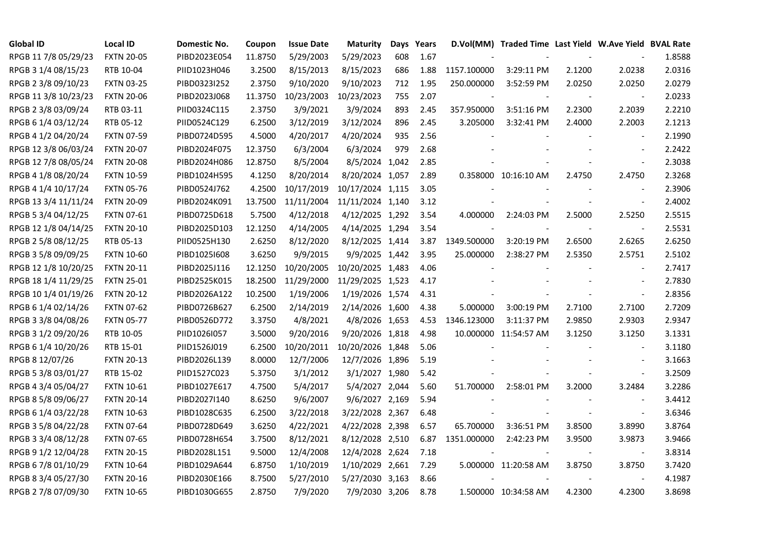| Global ID | Local ID | Domestic No. | Coupon | Issue Date | Maturity | Days | Years | D.Vol(MM) | Traded Time | Last Yield | W.Ave Yield | BVAL Rate |
|---|---|---|---|---|---|---|---|---|---|---|---|---|
| RPGB 11 7/8 05/29/23 | FXTN 20-05 | PIBD2023E054 | 11.8750 | 5/29/2003 | 5/29/2023 | 608 | 1.67 | - | - | - | - | 1.8588 |
| RPGB 3 1/4 08/15/23 | RTB 10-04 | PIID1023H046 | 3.2500 | 8/15/2013 | 8/15/2023 | 686 | 1.88 | 1157.100000 | 3:29:11 PM | 2.1200 | 2.0238 | 2.0316 |
| RPGB 2 3/8 09/10/23 | FXTN 03-25 | PIBD0323I252 | 2.3750 | 9/10/2020 | 9/10/2023 | 712 | 1.95 | 250.000000 | 3:52:59 PM | 2.0250 | 2.0250 | 2.0279 |
| RPGB 11 3/8 10/23/23 | FXTN 20-06 | PIBD2023J068 | 11.3750 | 10/23/2003 | 10/23/2023 | 755 | 2.07 | - | - | - | - | 2.0233 |
| RPGB 2 3/8 03/09/24 | RTB 03-11 | PIID0324C115 | 2.3750 | 3/9/2021 | 3/9/2024 | 893 | 2.45 | 357.950000 | 3:51:16 PM | 2.2300 | 2.2039 | 2.2210 |
| RPGB 6 1/4 03/12/24 | RTB 05-12 | PIID0524C129 | 6.2500 | 3/12/2019 | 3/12/2024 | 896 | 2.45 | 3.205000 | 3:32:41 PM | 2.4000 | 2.2003 | 2.1213 |
| RPGB 4 1/2 04/20/24 | FXTN 07-59 | PIBD0724D595 | 4.5000 | 4/20/2017 | 4/20/2024 | 935 | 2.56 | - | - | - | - | 2.1990 |
| RPGB 12 3/8 06/03/24 | FXTN 20-07 | PIBD2024F075 | 12.3750 | 6/3/2004 | 6/3/2024 | 979 | 2.68 | - | - | - | - | 2.2422 |
| RPGB 12 7/8 08/05/24 | FXTN 20-08 | PIBD2024H086 | 12.8750 | 8/5/2004 | 8/5/2024 | 1,042 | 2.85 | - | - | - | - | 2.3038 |
| RPGB 4 1/8 08/20/24 | FXTN 10-59 | PIBD1024H595 | 4.1250 | 8/20/2014 | 8/20/2024 | 1,057 | 2.89 | 0.358000 | 10:16:10 AM | 2.4750 | 2.4750 | 2.3268 |
| RPGB 4 1/4 10/17/24 | FXTN 05-76 | PIBD0524J762 | 4.2500 | 10/17/2019 | 10/17/2024 | 1,115 | 3.05 | - | - | - | - | 2.3906 |
| RPGB 13 3/4 11/11/24 | FXTN 20-09 | PIBD2024K091 | 13.7500 | 11/11/2004 | 11/11/2024 | 1,140 | 3.12 | - | - | - | - | 2.4002 |
| RPGB 5 3/4 04/12/25 | FXTN 07-61 | PIBD0725D618 | 5.7500 | 4/12/2018 | 4/12/2025 | 1,292 | 3.54 | 4.000000 | 2:24:03 PM | 2.5000 | 2.5250 | 2.5515 |
| RPGB 12 1/8 04/14/25 | FXTN 20-10 | PIBD2025D103 | 12.1250 | 4/14/2005 | 4/14/2025 | 1,294 | 3.54 | - | - | - | - | 2.5531 |
| RPGB 2 5/8 08/12/25 | RTB 05-13 | PIID0525H130 | 2.6250 | 8/12/2020 | 8/12/2025 | 1,414 | 3.87 | 1349.500000 | 3:20:19 PM | 2.6500 | 2.6265 | 2.6250 |
| RPGB 3 5/8 09/09/25 | FXTN 10-60 | PIBD1025I608 | 3.6250 | 9/9/2015 | 9/9/2025 | 1,442 | 3.95 | 25.000000 | 2:38:27 PM | 2.5350 | 2.5751 | 2.5102 |
| RPGB 12 1/8 10/20/25 | FXTN 20-11 | PIBD2025J116 | 12.1250 | 10/20/2005 | 10/20/2025 | 1,483 | 4.06 | - | - | - | - | 2.7417 |
| RPGB 18 1/4 11/29/25 | FXTN 25-01 | PIBD2525K015 | 18.2500 | 11/29/2000 | 11/29/2025 | 1,523 | 4.17 | - | - | - | - | 2.7830 |
| RPGB 10 1/4 01/19/26 | FXTN 20-12 | PIBD2026A122 | 10.2500 | 1/19/2006 | 1/19/2026 | 1,574 | 4.31 | - | - | - | - | 2.8356 |
| RPGB 6 1/4 02/14/26 | FXTN 07-62 | PIBD0726B627 | 6.2500 | 2/14/2019 | 2/14/2026 | 1,600 | 4.38 | 5.000000 | 3:00:19 PM | 2.7100 | 2.7100 | 2.7209 |
| RPGB 3 3/8 04/08/26 | FXTN 05-77 | PIBD0526D772 | 3.3750 | 4/8/2021 | 4/8/2026 | 1,653 | 4.53 | 1346.123000 | 3:11:37 PM | 2.9850 | 2.9303 | 2.9347 |
| RPGB 3 1/2 09/20/26 | RTB 10-05 | PIID1026I057 | 3.5000 | 9/20/2016 | 9/20/2026 | 1,818 | 4.98 | 10.000000 | 11:54:57 AM | 3.1250 | 3.1250 | 3.1331 |
| RPGB 6 1/4 10/20/26 | RTB 15-01 | PIID1526J019 | 6.2500 | 10/20/2011 | 10/20/2026 | 1,848 | 5.06 | - | - | - | - | 3.1180 |
| RPGB 8 12/07/26 | FXTN 20-13 | PIBD2026L139 | 8.0000 | 12/7/2006 | 12/7/2026 | 1,896 | 5.19 | - | - | - | - | 3.1663 |
| RPGB 5 3/8 03/01/27 | RTB 15-02 | PIID1527C023 | 5.3750 | 3/1/2012 | 3/1/2027 | 1,980 | 5.42 | - | - | - | - | 3.2509 |
| RPGB 4 3/4 05/04/27 | FXTN 10-61 | PIBD1027E617 | 4.7500 | 5/4/2017 | 5/4/2027 | 2,044 | 5.60 | 51.700000 | 2:58:01 PM | 3.2000 | 3.2484 | 3.2286 |
| RPGB 8 5/8 09/06/27 | FXTN 20-14 | PIBD2027I140 | 8.6250 | 9/6/2007 | 9/6/2027 | 2,169 | 5.94 | - | - | - | - | 3.4412 |
| RPGB 6 1/4 03/22/28 | FXTN 10-63 | PIBD1028C635 | 6.2500 | 3/22/2018 | 3/22/2028 | 2,367 | 6.48 | - | - | - | - | 3.6346 |
| RPGB 3 5/8 04/22/28 | FXTN 07-64 | PIBD0728D649 | 3.6250 | 4/22/2021 | 4/22/2028 | 2,398 | 6.57 | 65.700000 | 3:36:51 PM | 3.8500 | 3.8990 | 3.8764 |
| RPGB 3 3/4 08/12/28 | FXTN 07-65 | PIBD0728H654 | 3.7500 | 8/12/2021 | 8/12/2028 | 2,510 | 6.87 | 1351.000000 | 2:42:23 PM | 3.9500 | 3.9873 | 3.9466 |
| RPGB 9 1/2 12/04/28 | FXTN 20-15 | PIBD2028L151 | 9.5000 | 12/4/2008 | 12/4/2028 | 2,624 | 7.18 | - | - | - | - | 3.8314 |
| RPGB 6 7/8 01/10/29 | FXTN 10-64 | PIBD1029A644 | 6.8750 | 1/10/2019 | 1/10/2029 | 2,661 | 7.29 | 5.000000 | 11:20:58 AM | 3.8750 | 3.8750 | 3.7420 |
| RPGB 8 3/4 05/27/30 | FXTN 20-16 | PIBD2030E166 | 8.7500 | 5/27/2010 | 5/27/2030 | 3,163 | 8.66 | - | - | - | - | 4.1987 |
| RPGB 2 7/8 07/09/30 | FXTN 10-65 | PIBD1030G655 | 2.8750 | 7/9/2020 | 7/9/2030 | 3,206 | 8.78 | 1.500000 | 10:34:58 AM | 4.2300 | 4.2300 | 3.8698 |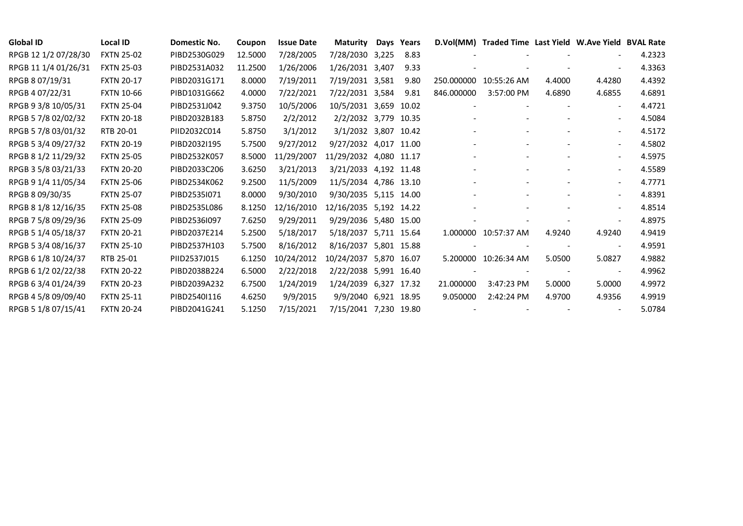| Global ID | Local ID | Domestic No. | Coupon | Issue Date | Maturity | Days | Years | D.Vol(MM) | Traded Time | Last Yield | W.Ave Yield | BVAL Rate |
|---|---|---|---|---|---|---|---|---|---|---|---|---|
| RPGB 12 1/2 07/28/30 | FXTN 25-02 | PIBD2530G029 | 12.5000 | 7/28/2005 | 7/28/2030 | 3,225 | 8.83 | - | - | - | - | 4.2323 |
| RPGB 11 1/4 01/26/31 | FXTN 25-03 | PIBD2531A032 | 11.2500 | 1/26/2006 | 1/26/2031 | 3,407 | 9.33 | - | - | - | - | 4.3363 |
| RPGB 8 07/19/31 | FXTN 20-17 | PIBD2031G171 | 8.0000 | 7/19/2011 | 7/19/2031 | 3,581 | 9.80 | 250.000000 | 10:55:26 AM | 4.4000 | 4.4280 | 4.4392 |
| RPGB 4 07/22/31 | FXTN 10-66 | PIBD1031G662 | 4.0000 | 7/22/2021 | 7/22/2031 | 3,584 | 9.81 | 846.000000 | 3:57:00 PM | 4.6890 | 4.6855 | 4.6891 |
| RPGB 9 3/8 10/05/31 | FXTN 25-04 | PIBD2531J042 | 9.3750 | 10/5/2006 | 10/5/2031 | 3,659 | 10.02 | - | - | - | - | 4.4721 |
| RPGB 5 7/8 02/02/32 | FXTN 20-18 | PIBD2032B183 | 5.8750 | 2/2/2012 | 2/2/2032 | 3,779 | 10.35 | - | - | - | - | 4.5084 |
| RPGB 5 7/8 03/01/32 | RTB 20-01 | PIID2032C014 | 5.8750 | 3/1/2012 | 3/1/2032 | 3,807 | 10.42 | - | - | - | - | 4.5172 |
| RPGB 5 3/4 09/27/32 | FXTN 20-19 | PIBD2032I195 | 5.7500 | 9/27/2012 | 9/27/2032 | 4,017 | 11.00 | - | - | - | - | 4.5802 |
| RPGB 8 1/2 11/29/32 | FXTN 25-05 | PIBD2532K057 | 8.5000 | 11/29/2007 | 11/29/2032 | 4,080 | 11.17 | - | - | - | - | 4.5975 |
| RPGB 3 5/8 03/21/33 | FXTN 20-20 | PIBD2033C206 | 3.6250 | 3/21/2013 | 3/21/2033 | 4,192 | 11.48 | - | - | - | - | 4.5589 |
| RPGB 9 1/4 11/05/34 | FXTN 25-06 | PIBD2534K062 | 9.2500 | 11/5/2009 | 11/5/2034 | 4,786 | 13.10 | - | - | - | - | 4.7771 |
| RPGB 8 09/30/35 | FXTN 25-07 | PIBD2535I071 | 8.0000 | 9/30/2010 | 9/30/2035 | 5,115 | 14.00 | - | - | - | - | 4.8391 |
| RPGB 8 1/8 12/16/35 | FXTN 25-08 | PIBD2535L086 | 8.1250 | 12/16/2010 | 12/16/2035 | 5,192 | 14.22 | - | - | - | - | 4.8514 |
| RPGB 7 5/8 09/29/36 | FXTN 25-09 | PIBD2536I097 | 7.6250 | 9/29/2011 | 9/29/2036 | 5,480 | 15.00 | - | - | - | - | 4.8975 |
| RPGB 5 1/4 05/18/37 | FXTN 20-21 | PIBD2037E214 | 5.2500 | 5/18/2017 | 5/18/2037 | 5,711 | 15.64 | 1.000000 | 10:57:37 AM | 4.9240 | 4.9240 | 4.9419 |
| RPGB 5 3/4 08/16/37 | FXTN 25-10 | PIBD2537H103 | 5.7500 | 8/16/2012 | 8/16/2037 | 5,801 | 15.88 | - | - | - | - | 4.9591 |
| RPGB 6 1/8 10/24/37 | RTB 25-01 | PIID2537J015 | 6.1250 | 10/24/2012 | 10/24/2037 | 5,870 | 16.07 | 5.200000 | 10:26:34 AM | 5.0500 | 5.0827 | 4.9882 |
| RPGB 6 1/2 02/22/38 | FXTN 20-22 | PIBD2038B224 | 6.5000 | 2/22/2018 | 2/22/2038 | 5,991 | 16.40 | - | - | - | - | 4.9962 |
| RPGB 6 3/4 01/24/39 | FXTN 20-23 | PIBD2039A232 | 6.7500 | 1/24/2019 | 1/24/2039 | 6,327 | 17.32 | 21.000000 | 3:47:23 PM | 5.0000 | 5.0000 | 4.9972 |
| RPGB 4 5/8 09/09/40 | FXTN 25-11 | PIBD2540I116 | 4.6250 | 9/9/2015 | 9/9/2040 | 6,921 | 18.95 | 9.050000 | 2:42:24 PM | 4.9700 | 4.9356 | 4.9919 |
| RPGB 5 1/8 07/15/41 | FXTN 20-24 | PIBD2041G241 | 5.1250 | 7/15/2021 | 7/15/2041 | 7,230 | 19.80 | - | - | - | - | 5.0784 |